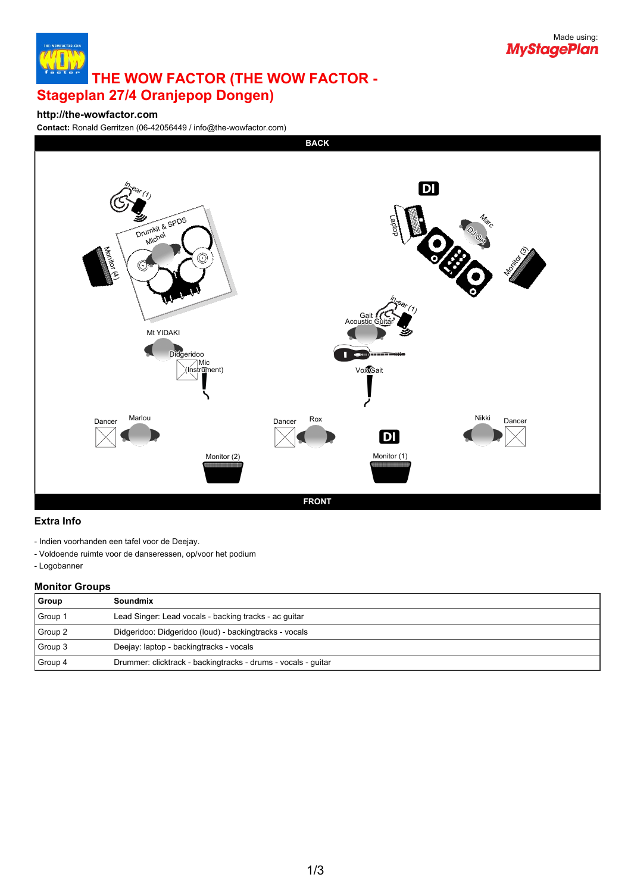Made using: MyStagePlan

# THE WOW FACTOR (THE WOW FACTOR - Stageplan 27/4 Oranjepop Dongen)

**http://the-wowfactor.com**

**Contact:** Ronald Gerritzen (06-42056449 / info@the-wowfactor.com)

BACK

in-ear (1)

Drumkit & SPDS
Michel

Monitor (4)

DI

Laptop

Marc
DJ Set

Monitor (3)

in-ear (1)

Gait
Acoustic Guitar

Mt YIDAKI

Didgeridoo

Mic (Instrument)

Vox Gait

Dancer

Marlou

Dancer

Rox

Nikki

Dancer

DI

Monitor (2)

Monitor (1)

FRONT

## Extra Info

- Indien voorhanden een tafel voor de Deejay.
- Voldoende ruimte voor de danseressen, op/voor het podium
- Logobanner

## Monitor Groups

| Group | Soundmix |
| --- | --- |
| Group 1 | Lead Singer: Lead vocals - backing tracks - ac guitar |
| Group 2 | Didgeridoo: Didgeridoo (loud) - backingtracks - vocals |
| Group 3 | Deejay: laptop - backingtracks - vocals |
| Group 4 | Drummer: clicktrack - backingtracks - drums - vocals - guitar |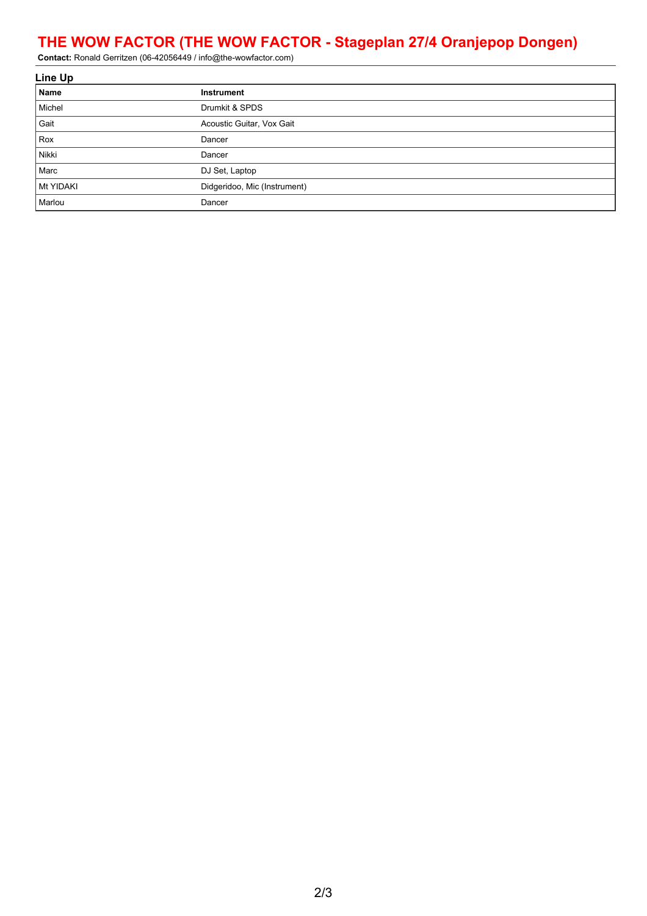# THE WOW FACTOR (THE WOW FACTOR - Stageplan 27/4 Oranjepop Dongen)

**Contact:** Ronald Gerritzen (06-42056449 / info@the-wowfactor.com)

## Line Up

| Name | Instrument |
|---|---|
| Michel | Drumkit & SPDS |
| Gait | Acoustic Guitar, Vox Gait |
| Rox | Dancer |
| Nikki | Dancer |
| Marc | DJ Set, Laptop |
| Mt YIDAKI | Didgeridoo, Mic (Instrument) |
| Marlou | Dancer |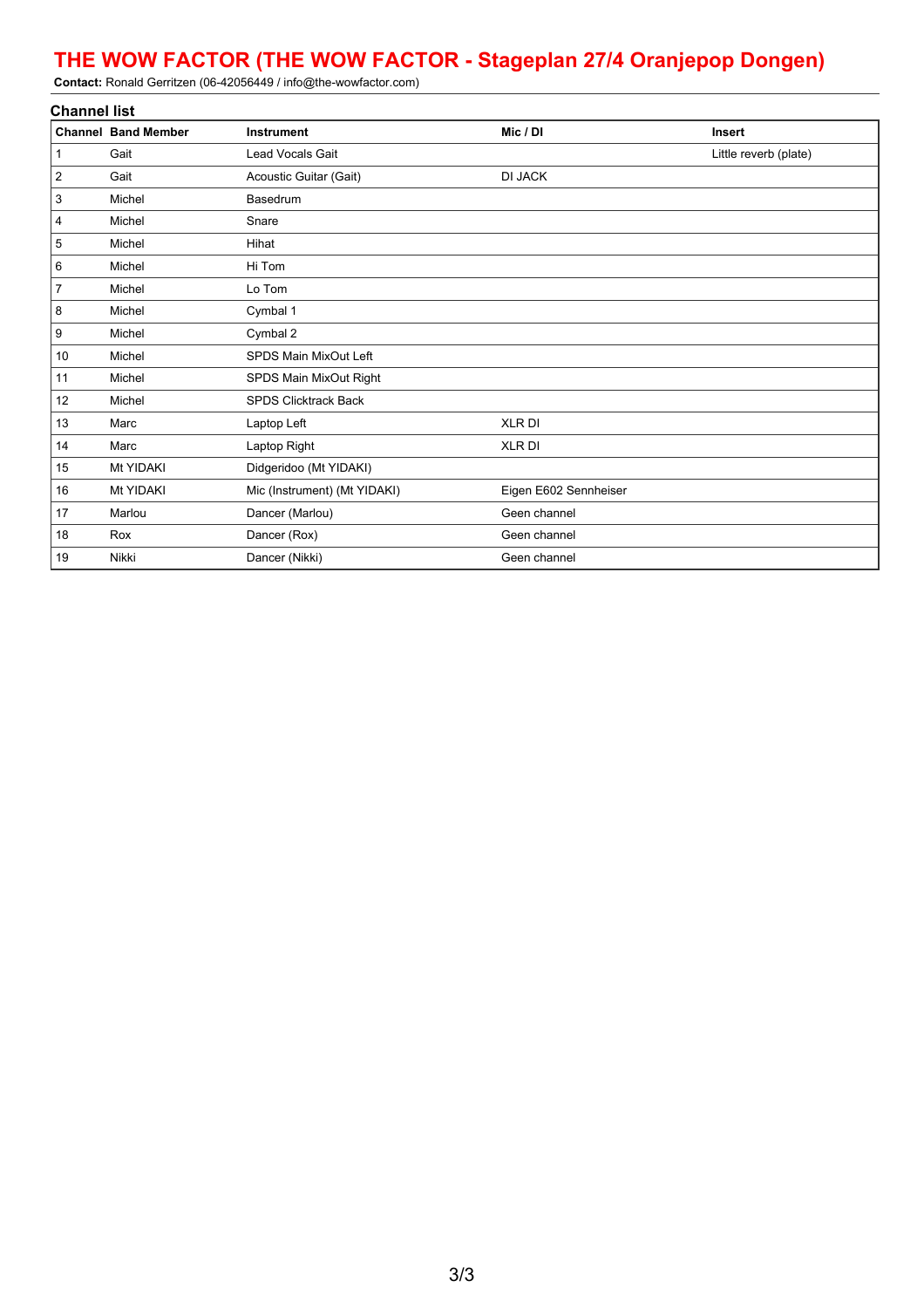# THE WOW FACTOR (THE WOW FACTOR - Stageplan 27/4 Oranjepop Dongen)

**Contact:** Ronald Gerritzen (06-42056449 / info@the-wowfactor.com)

## Channel list

| Channel | Band Member | Instrument | Mic / DI | Insert |
|---|---|---|---|---|
| 1 | Gait | Lead Vocals Gait | | Little reverb (plate) |
| 2 | Gait | Acoustic Guitar (Gait) | DI JACK | |
| 3 | Michel | Basedrum | | |
| 4 | Michel | Snare | | |
| 5 | Michel | Hihat | | |
| 6 | Michel | Hi Tom | | |
| 7 | Michel | Lo Tom | | |
| 8 | Michel | Cymbal 1 | | |
| 9 | Michel | Cymbal 2 | | |
| 10 | Michel | SPDS Main MixOut Left | | |
| 11 | Michel | SPDS Main MixOut Right | | |
| 12 | Michel | SPDS Clicktrack Back | | |
| 13 | Marc | Laptop Left | XLR DI | |
| 14 | Marc | Laptop Right | XLR DI | |
| 15 | Mt YIDAKI | Didgeridoo (Mt YIDAKI) | | |
| 16 | Mt YIDAKI | Mic (Instrument) (Mt YIDAKI) | Eigen E602 Sennheiser | |
| 17 | Marlou | Dancer (Marlou) | Geen channel | |
| 18 | Rox | Dancer (Rox) | Geen channel | |
| 19 | Nikki | Dancer (Nikki) | Geen channel | |